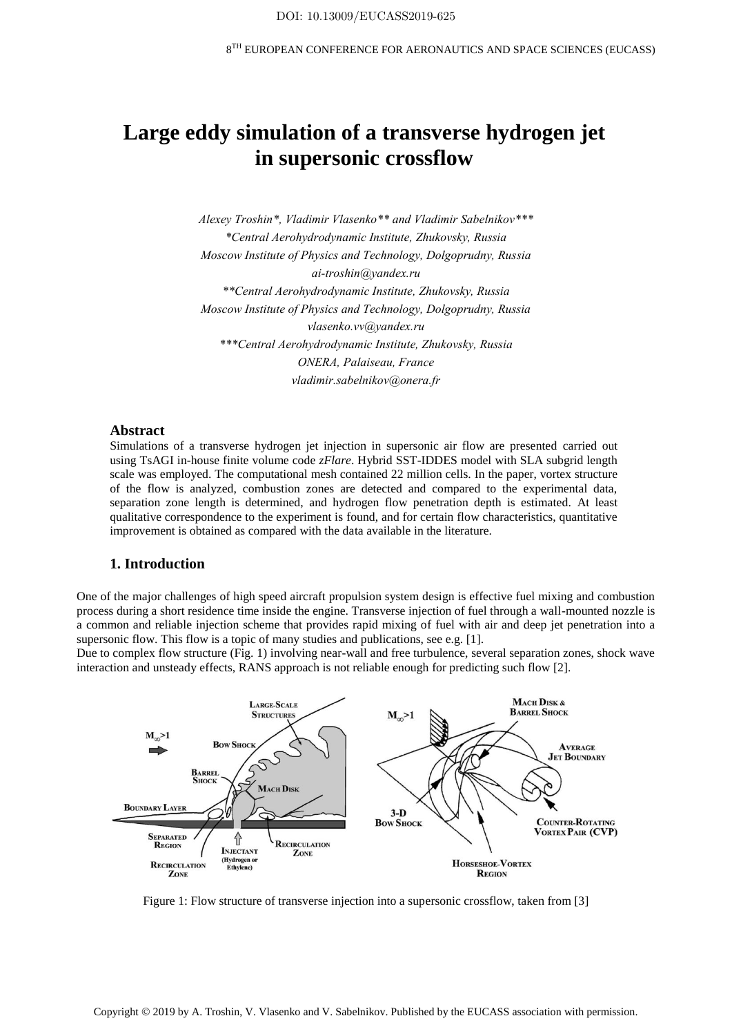# Large eddy simulation of a transverse hydrogen jet in supersonic crossflow

*Alexey Troshin\*, Vladimir Vlasenko\*\* and Vladimir Sabelnikov\*\*\**
*\*Central Aerohydrodynamic Institute, Zhukovsky, Russia*
*Moscow Institute of Physics and Technology, Dolgoprudny, Russia*
*ai-troshin@yandex.ru*
*\*\*Central Aerohydrodynamic Institute, Zhukovsky, Russia*
*Moscow Institute of Physics and Technology, Dolgoprudny, Russia*
*vlasenko.vv@yandex.ru*
*\*\*\*Central Aerohydrodynamic Institute, Zhukovsky, Russia*
*ONERA, Palaiseau, France*
*vladimir.sabelnikov@onera.fr*

### Abstract

Simulations of a transverse hydrogen jet injection in supersonic air flow are presented carried out using TsAGI in-house finite volume code *zFlare*. Hybrid SST-IDDES model with SLA subgrid length scale was employed. The computational mesh contained 22 million cells. In the paper, vortex structure of the flow is analyzed, combustion zones are detected and compared to the experimental data, separation zone length is determined, and hydrogen flow penetration depth is estimated. At least qualitative correspondence to the experiment is found, and for certain flow characteristics, quantitative improvement is obtained as compared with the data available in the literature.

## 1. Introduction

One of the major challenges of high speed aircraft propulsion system design is effective fuel mixing and combustion process during a short residence time inside the engine. Transverse injection of fuel through a wall-mounted nozzle is a common and reliable injection scheme that provides rapid mixing of fuel with air and deep jet penetration into a supersonic flow. This flow is a topic of many studies and publications, see e.g. [1].

Due to complex flow structure (Fig. 1) involving near-wall and free turbulence, several separation zones, shock wave interaction and unsteady effects, RANS approach is not reliable enough for predicting such flow [2].

Figure 1: Flow structure of transverse injection into a supersonic crossflow, taken from [3]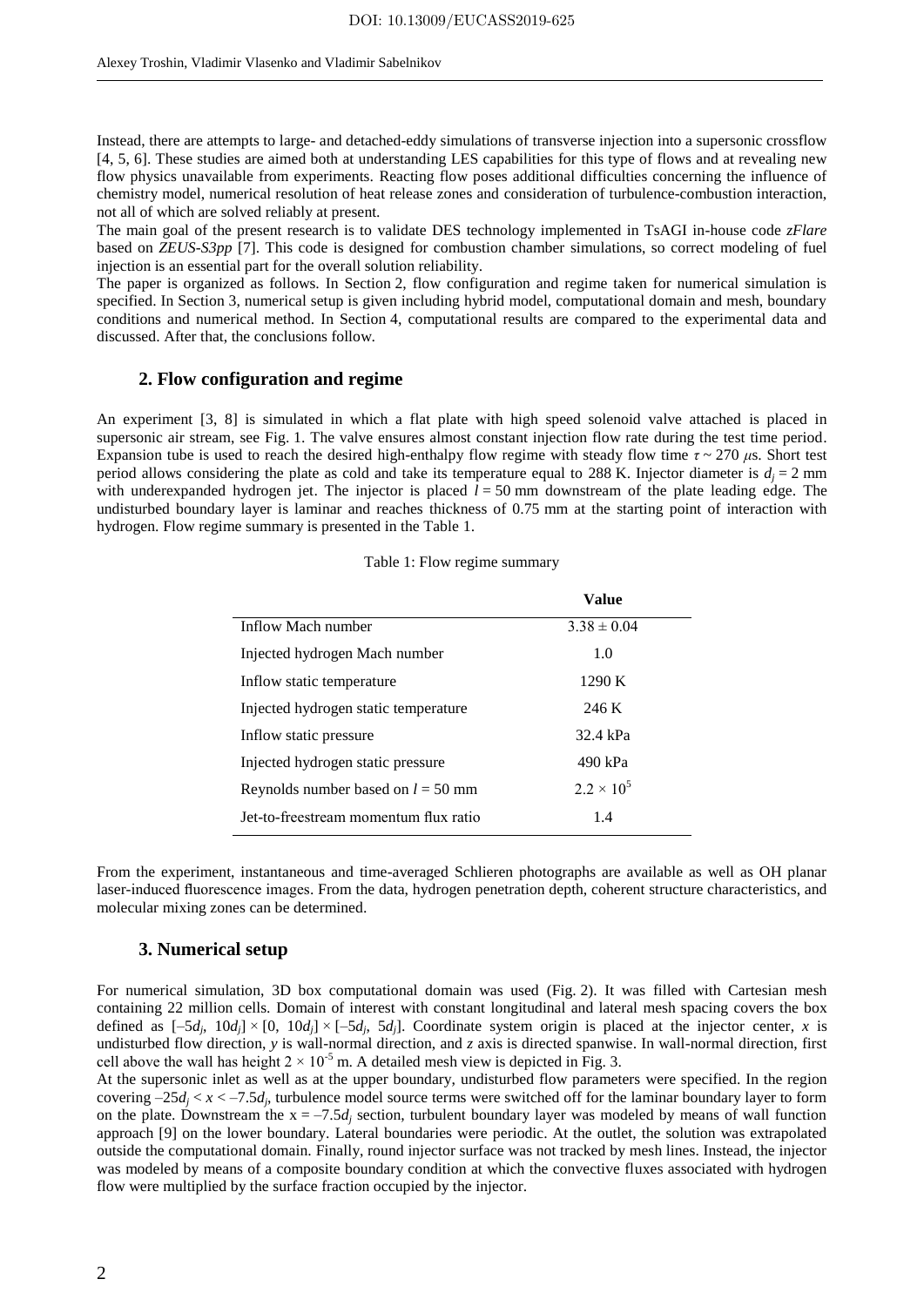Instead, there are attempts to large- and detached-eddy simulations of transverse injection into a supersonic crossflow [4, 5, 6]. These studies are aimed both at understanding LES capabilities for this type of flows and at revealing new flow physics unavailable from experiments. Reacting flow poses additional difficulties concerning the influence of chemistry model, numerical resolution of heat release zones and consideration of turbulence-combustion interaction, not all of which are solved reliably at present.

The main goal of the present research is to validate DES technology implemented in TsAGI in-house code *zFlare* based on *ZEUS-S3pp* [7]. This code is designed for combustion chamber simulations, so correct modeling of fuel injection is an essential part for the overall solution reliability.

The paper is organized as follows. In Section 2, flow configuration and regime taken for numerical simulation is specified. In Section 3, numerical setup is given including hybrid model, computational domain and mesh, boundary conditions and numerical method. In Section 4, computational results are compared to the experimental data and discussed. After that, the conclusions follow.

## 2. Flow configuration and regime

An experiment [3, 8] is simulated in which a flat plate with high speed solenoid valve attached is placed in supersonic air stream, see Fig. 1. The valve ensures almost constant injection flow rate during the test time period. Expansion tube is used to reach the desired high-enthalpy flow regime with steady flow time $\tau \sim 270$ $\mu$s. Short test period allows considering the plate as cold and take its temperature equal to 288 K. Injector diameter is $d_j = 2$ mm with underexpanded hydrogen jet. The injector is placed $l = 50$ mm downstream of the plate leading edge. The undisturbed boundary layer is laminar and reaches thickness of 0.75 mm at the starting point of interaction with hydrogen. Flow regime summary is presented in the Table 1.

Table 1: Flow regime summary

| | Value |
|---|---|
| Inflow Mach number | $3.38 \pm 0.04$ |
| Injected hydrogen Mach number | 1.0 |
| Inflow static temperature | 1290 K |
| Injected hydrogen static temperature | 246 K |
| Inflow static pressure | 32.4 kPa |
| Injected hydrogen static pressure | 490 kPa |
| Reynolds number based on $l = 50$ mm | $2.2 \times 10^5$ |
| Jet-to-freestream momentum flux ratio | 1.4 |

From the experiment, instantaneous and time-averaged Schlieren photographs are available as well as OH planar laser-induced fluorescence images. From the data, hydrogen penetration depth, coherent structure characteristics, and molecular mixing zones can be determined.

## 3. Numerical setup

For numerical simulation, 3D box computational domain was used (Fig. 2). It was filled with Cartesian mesh containing 22 million cells. Domain of interest with constant longitudinal and lateral mesh spacing covers the box defined as $[-5d_j, 10d_j] \times [0, 10d_j] \times [-5d_j, 5d_j]$. Coordinate system origin is placed at the injector center, $x$ is undisturbed flow direction, $y$ is wall-normal direction, and $z$ axis is directed spanwise. In wall-normal direction, first cell above the wall has height $2 \times 10^{-5}$ m. A detailed mesh view is depicted in Fig. 3.

At the supersonic inlet as well as at the upper boundary, undisturbed flow parameters were specified. In the region covering $-25d_j < x < -7.5d_j$, turbulence model source terms were switched off for the laminar boundary layer to form on the plate. Downstream the $x = -7.5d_j$ section, turbulent boundary layer was modeled by means of wall function approach [9] on the lower boundary. Lateral boundaries were periodic. At the outlet, the solution was extrapolated outside the computational domain. Finally, round injector surface was not tracked by mesh lines. Instead, the injector was modeled by means of a composite boundary condition at which the convective fluxes associated with hydrogen flow were multiplied by the surface fraction occupied by the injector.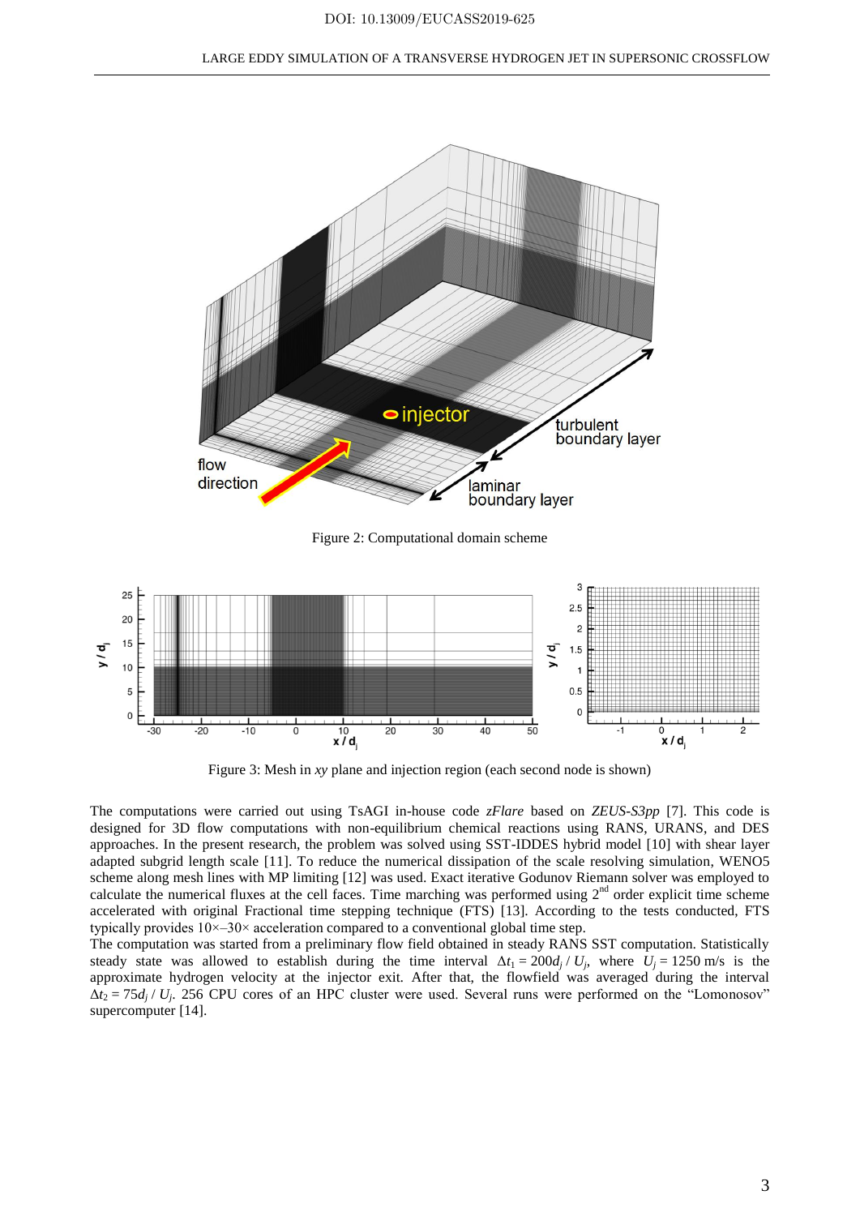Figure 2: Computational domain scheme

Figure 3: Mesh in *xy* plane and injection region (each second node is shown)

The computations were carried out using TsAGI in-house code *zFlare* based on *ZEUS-S3pp* [7]. This code is designed for 3D flow computations with non-equilibrium chemical reactions using RANS, URANS, and DES approaches. In the present research, the problem was solved using SST-IDDES hybrid model [10] with shear layer adapted subgrid length scale [11]. To reduce the numerical dissipation of the scale resolving simulation, WENO5 scheme along mesh lines with MP limiting [12] was used. Exact iterative Godunov Riemann solver was employed to calculate the numerical fluxes at the cell faces. Time marching was performed using 2[nd] order explicit time scheme accelerated with original Fractional time stepping technique (FTS) [13]. According to the tests conducted, FTS typically provides 10×–30× acceleration compared to a conventional global time step.

The computation was started from a preliminary flow field obtained in steady RANS SST computation. Statistically steady state was allowed to establish during the time interval $\Delta t_1 = 200 d_j / U_j$, where $U_j = 1250$ m/s is the approximate hydrogen velocity at the injector exit. After that, the flowfield was averaged during the interval $\Delta t_2 = 75 d_j / U_j$. 256 CPU cores of an HPC cluster were used. Several runs were performed on the "Lomonosov" supercomputer [14].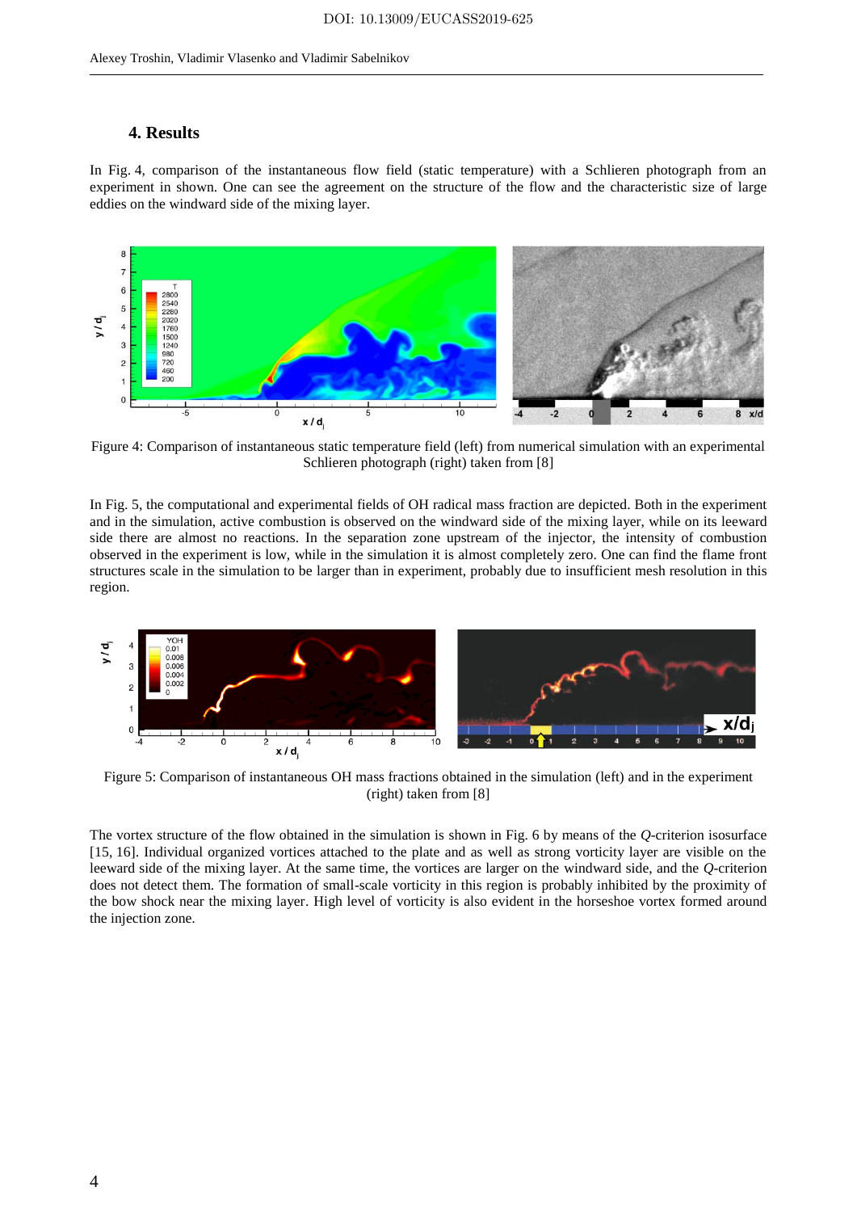## 4. Results

In Fig. 4, comparison of the instantaneous flow field (static temperature) with a Schlieren photograph from an experiment in shown. One can see the agreement on the structure of the flow and the characteristic size of large eddies on the windward side of the mixing layer.

Figure 4: Comparison of instantaneous static temperature field (left) from numerical simulation with an experimental Schlieren photograph (right) taken from [8]

In Fig. 5, the computational and experimental fields of OH radical mass fraction are depicted. Both in the experiment and in the simulation, active combustion is observed on the windward side of the mixing layer, while on its leeward side there are almost no reactions. In the separation zone upstream of the injector, the intensity of combustion observed in the experiment is low, while in the simulation it is almost completely zero. One can find the flame front structures scale in the simulation to be larger than in experiment, probably due to insufficient mesh resolution in this region.

Figure 5: Comparison of instantaneous OH mass fractions obtained in the simulation (left) and in the experiment (right) taken from [8]

The vortex structure of the flow obtained in the simulation is shown in Fig. 6 by means of the *Q*-criterion isosurface [15, 16]. Individual organized vortices attached to the plate and as well as strong vorticity layer are visible on the leeward side of the mixing layer. At the same time, the vortices are larger on the windward side, and the *Q*-criterion does not detect them. The formation of small-scale vorticity in this region is probably inhibited by the proximity of the bow shock near the mixing layer. High level of vorticity is also evident in the horseshoe vortex formed around the injection zone.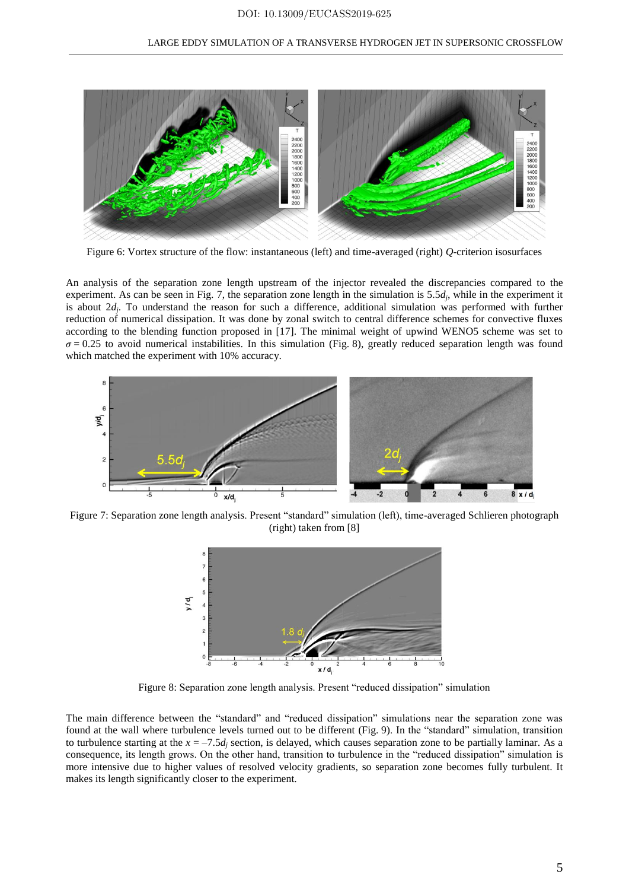Figure 6: Vortex structure of the flow: instantaneous (left) and time-averaged (right) $Q$-criterion isosurfaces

An analysis of the separation zone length upstream of the injector revealed the discrepancies compared to the experiment. As can be seen in Fig. 7, the separation zone length in the simulation is $5.5d_j$, while in the experiment it is about $2d_j$. To understand the reason for such a difference, additional simulation was performed with further reduction of numerical dissipation. It was done by zonal switch to central difference schemes for convective fluxes according to the blending function proposed in [17]. The minimal weight of upwind WENO5 scheme was set to $\sigma = 0.25$ to avoid numerical instabilities. In this simulation (Fig. 8), greatly reduced separation length was found which matched the experiment with 10% accuracy.

Figure 7: Separation zone length analysis. Present "standard" simulation (left), time-averaged Schlieren photograph (right) taken from [8]

Figure 8: Separation zone length analysis. Present "reduced dissipation" simulation

The main difference between the "standard" and "reduced dissipation" simulations near the separation zone was found at the wall where turbulence levels turned out to be different (Fig. 9). In the "standard" simulation, transition to turbulence starting at the $x = -7.5d_j$ section, is delayed, which causes separation zone to be partially laminar. As a consequence, its length grows. On the other hand, transition to turbulence in the "reduced dissipation" simulation is more intensive due to higher values of resolved velocity gradients, so separation zone becomes fully turbulent. It makes its length significantly closer to the experiment.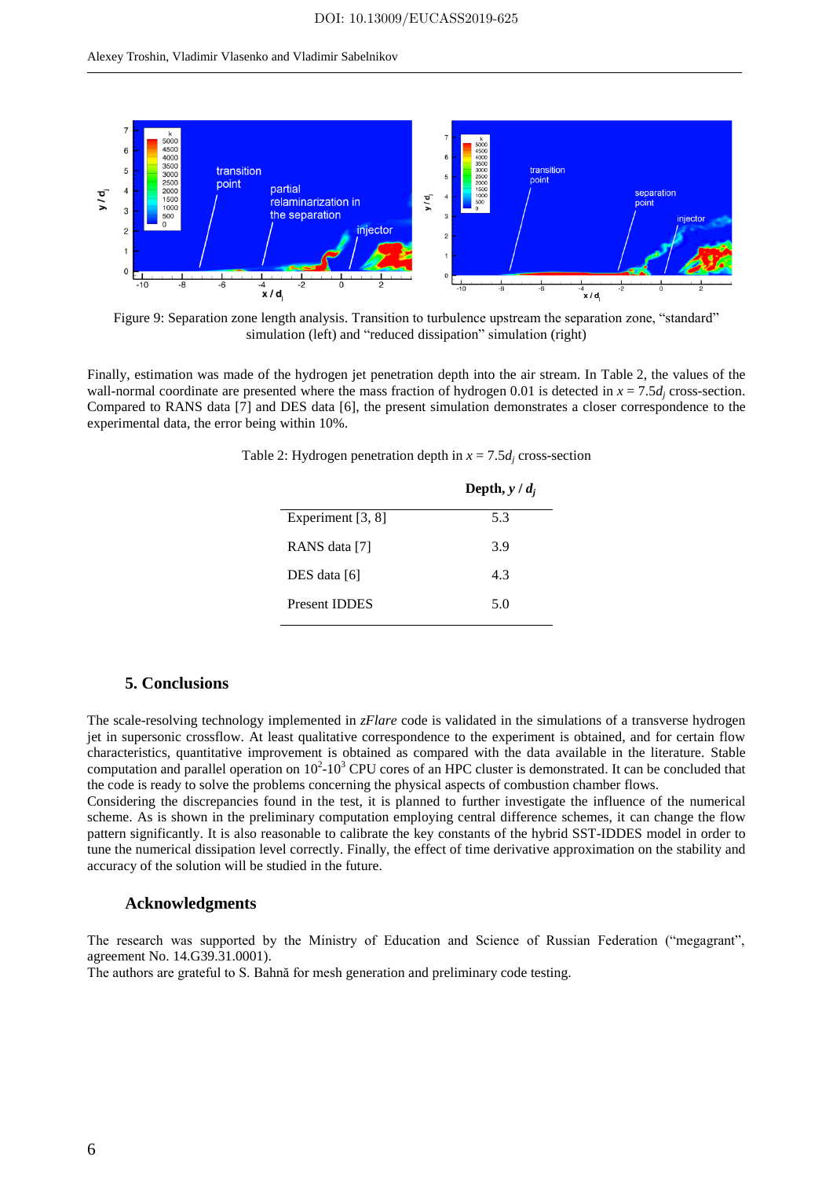Figure 9: Separation zone length analysis. Transition to turbulence upstream the separation zone, “standard” simulation (left) and “reduced dissipation” simulation (right)

Finally, estimation was made of the hydrogen jet penetration depth into the air stream. In Table 2, the values of the wall-normal coordinate are presented where the mass fraction of hydrogen 0.01 is detected in $x = 7.5d_j$ cross-section. Compared to RANS data [7] and DES data [6], the present simulation demonstrates a closer correspondence to the experimental data, the error being within 10%.

Table 2: Hydrogen penetration depth in $x = 7.5d_j$ cross-section

| | **Depth, $y / d_j$** |
|---|---|
| Experiment [3, 8] | 5.3 |
| RANS data [7] | 3.9 |
| DES data [6] | 4.3 |
| Present IDDES | 5.0 |

## 5. Conclusions

The scale-resolving technology implemented in *zFlare* code is validated in the simulations of a transverse hydrogen jet in supersonic crossflow. At least qualitative correspondence to the experiment is obtained, and for certain flow characteristics, quantitative improvement is obtained as compared with the data available in the literature. Stable computation and parallel operation on $10^2$-$10^3$ CPU cores of an HPC cluster is demonstrated. It can be concluded that the code is ready to solve the problems concerning the physical aspects of combustion chamber flows.

Considering the discrepancies found in the test, it is planned to further investigate the influence of the numerical scheme. As is shown in the preliminary computation employing central difference schemes, it can change the flow pattern significantly. It is also reasonable to calibrate the key constants of the hybrid SST-IDDES model in order to tune the numerical dissipation level correctly. Finally, the effect of time derivative approximation on the stability and accuracy of the solution will be studied in the future.

## Acknowledgments

The research was supported by the Ministry of Education and Science of Russian Federation (“megagrant”, agreement No. 14.G39.31.0001).

The authors are grateful to S. Bahnă for mesh generation and preliminary code testing.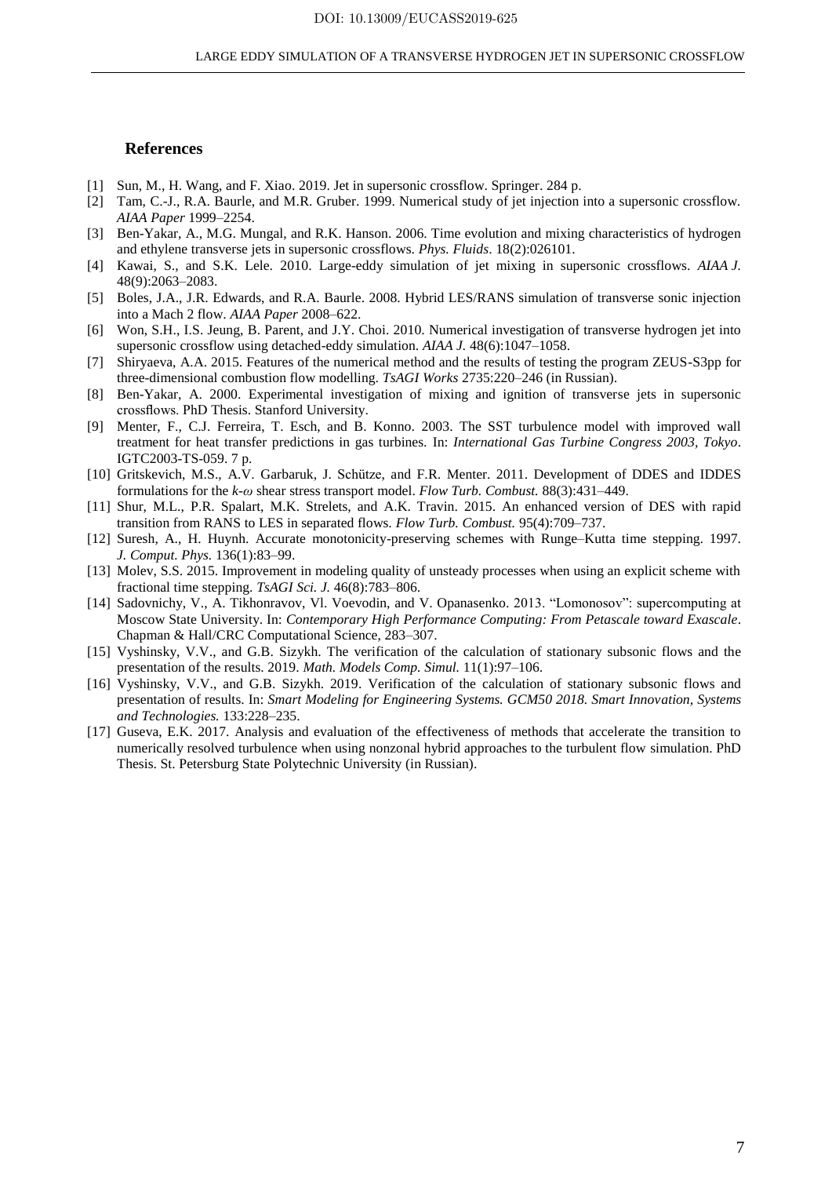## References

[1] Sun, M., H. Wang, and F. Xiao. 2019. Jet in supersonic crossflow. Springer. 284 p.

[2] Tam, C.-J., R.A. Baurle, and M.R. Gruber. 1999. Numerical study of jet injection into a supersonic crossflow. *AIAA Paper* 1999–2254.

[3] Ben-Yakar, A., M.G. Mungal, and R.K. Hanson. 2006. Time evolution and mixing characteristics of hydrogen and ethylene transverse jets in supersonic crossflows. *Phys. Fluids*. 18(2):026101.

[4] Kawai, S., and S.K. Lele. 2010. Large-eddy simulation of jet mixing in supersonic crossflows. *AIAA J.* 48(9):2063–2083.

[5] Boles, J.A., J.R. Edwards, and R.A. Baurle. 2008. Hybrid LES/RANS simulation of transverse sonic injection into a Mach 2 flow. *AIAA Paper* 2008–622.

[6] Won, S.H., I.S. Jeung, B. Parent, and J.Y. Choi. 2010. Numerical investigation of transverse hydrogen jet into supersonic crossflow using detached-eddy simulation. *AIAA J.* 48(6):1047–1058.

[7] Shiryaeva, A.A. 2015. Features of the numerical method and the results of testing the program ZEUS-S3pp for three-dimensional combustion flow modelling. *TsAGI Works* 2735:220–246 (in Russian).

[8] Ben-Yakar, A. 2000. Experimental investigation of mixing and ignition of transverse jets in supersonic crossflows. PhD Thesis. Stanford University.

[9] Menter, F., C.J. Ferreira, T. Esch, and B. Konno. 2003. The SST turbulence model with improved wall treatment for heat transfer predictions in gas turbines. In: *International Gas Turbine Congress 2003, Tokyo*. IGTC2003-TS-059. 7 p.

[10] Gritskevich, M.S., A.V. Garbaruk, J. Schütze, and F.R. Menter. 2011. Development of DDES and IDDES formulations for the *k-ω* shear stress transport model. *Flow Turb. Combust.* 88(3):431–449.

[11] Shur, M.L., P.R. Spalart, M.K. Strelets, and A.K. Travin. 2015. An enhanced version of DES with rapid transition from RANS to LES in separated flows. *Flow Turb. Combust.* 95(4):709–737.

[12] Suresh, A., H. Huynh. Accurate monotonicity-preserving schemes with Runge–Kutta time stepping. 1997. *J. Comput. Phys.* 136(1):83–99.

[13] Molev, S.S. 2015. Improvement in modeling quality of unsteady processes when using an explicit scheme with fractional time stepping. *TsAGI Sci. J.* 46(8):783–806.

[14] Sadovnichy, V., A. Tikhonravov, Vl. Voevodin, and V. Opanasenko. 2013. "Lomonosov": supercomputing at Moscow State University. In: *Contemporary High Performance Computing: From Petascale toward Exascale*. Chapman & Hall/CRC Computational Science, 283–307.

[15] Vyshinsky, V.V., and G.B. Sizykh. The verification of the calculation of stationary subsonic flows and the presentation of the results. 2019. *Math. Models Comp. Simul.* 11(1):97–106.

[16] Vyshinsky, V.V., and G.B. Sizykh. 2019. Verification of the calculation of stationary subsonic flows and presentation of results. In: *Smart Modeling for Engineering Systems. GCM50 2018. Smart Innovation, Systems and Technologies.* 133:228–235.

[17] Guseva, E.K. 2017. Analysis and evaluation of the effectiveness of methods that accelerate the transition to numerically resolved turbulence when using nonzonal hybrid approaches to the turbulent flow simulation. PhD Thesis. St. Petersburg State Polytechnic University (in Russian).